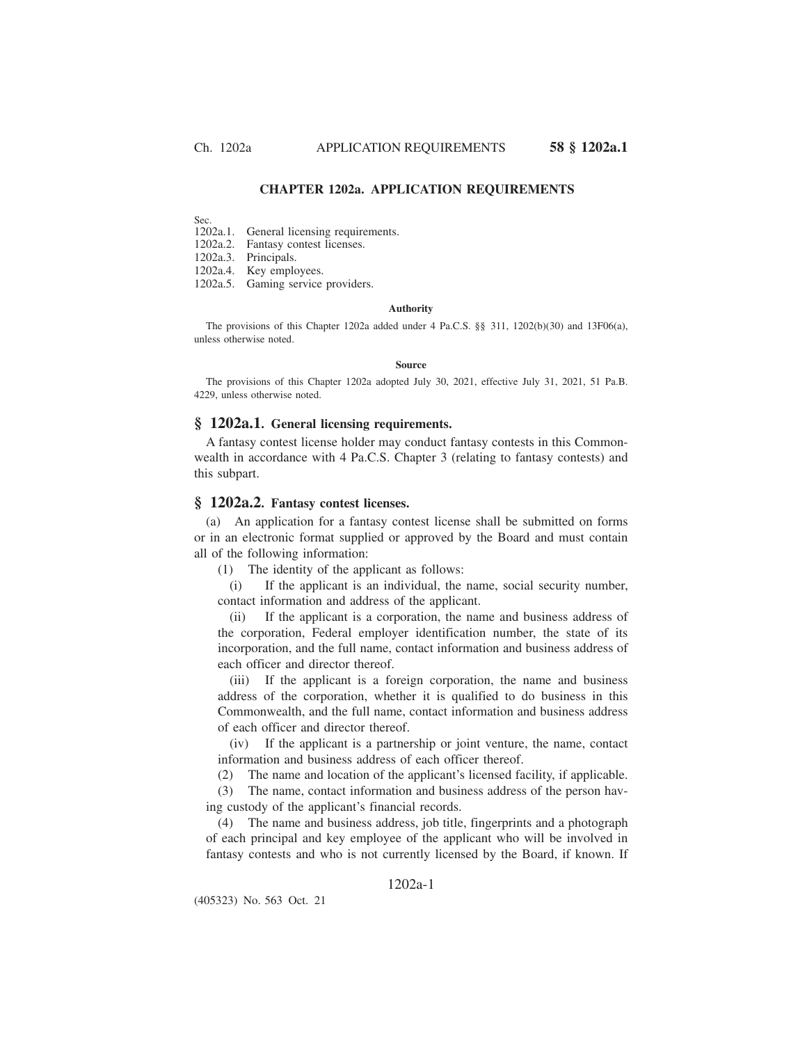# CHAPTER 1202a. APPLICATION REQUIREMENTS

Sec.
1202a.1. General licensing requirements.
1202a.2. Fantasy contest licenses.
1202a.3. Principals.
1202a.4. Key employees.
1202a.5. Gaming service providers.

**Authority**

The provisions of this Chapter 1202a added under 4 Pa.C.S. §§ 311, 1202(b)(30) and 13F06(a), unless otherwise noted.

**Source**

The provisions of this Chapter 1202a adopted July 30, 2021, effective July 31, 2021, 51 Pa.B. 4229, unless otherwise noted.

## § 1202a.1. General licensing requirements.

A fantasy contest license holder may conduct fantasy contests in this Commonwealth in accordance with 4 Pa.C.S. Chapter 3 (relating to fantasy contests) and this subpart.

## § 1202a.2. Fantasy contest licenses.

(a) An application for a fantasy contest license shall be submitted on forms or in an electronic format supplied or approved by the Board and must contain all of the following information:

(1) The identity of the applicant as follows:

(i) If the applicant is an individual, the name, social security number, contact information and address of the applicant.

(ii) If the applicant is a corporation, the name and business address of the corporation, Federal employer identification number, the state of its incorporation, and the full name, contact information and business address of each officer and director thereof.

(iii) If the applicant is a foreign corporation, the name and business address of the corporation, whether it is qualified to do business in this Commonwealth, and the full name, contact information and business address of each officer and director thereof.

(iv) If the applicant is a partnership or joint venture, the name, contact information and business address of each officer thereof.

(2) The name and location of the applicant's licensed facility, if applicable.

(3) The name, contact information and business address of the person having custody of the applicant's financial records.

(4) The name and business address, job title, fingerprints and a photograph of each principal and key employee of the applicant who will be involved in fantasy contests and who is not currently licensed by the Board, if known. If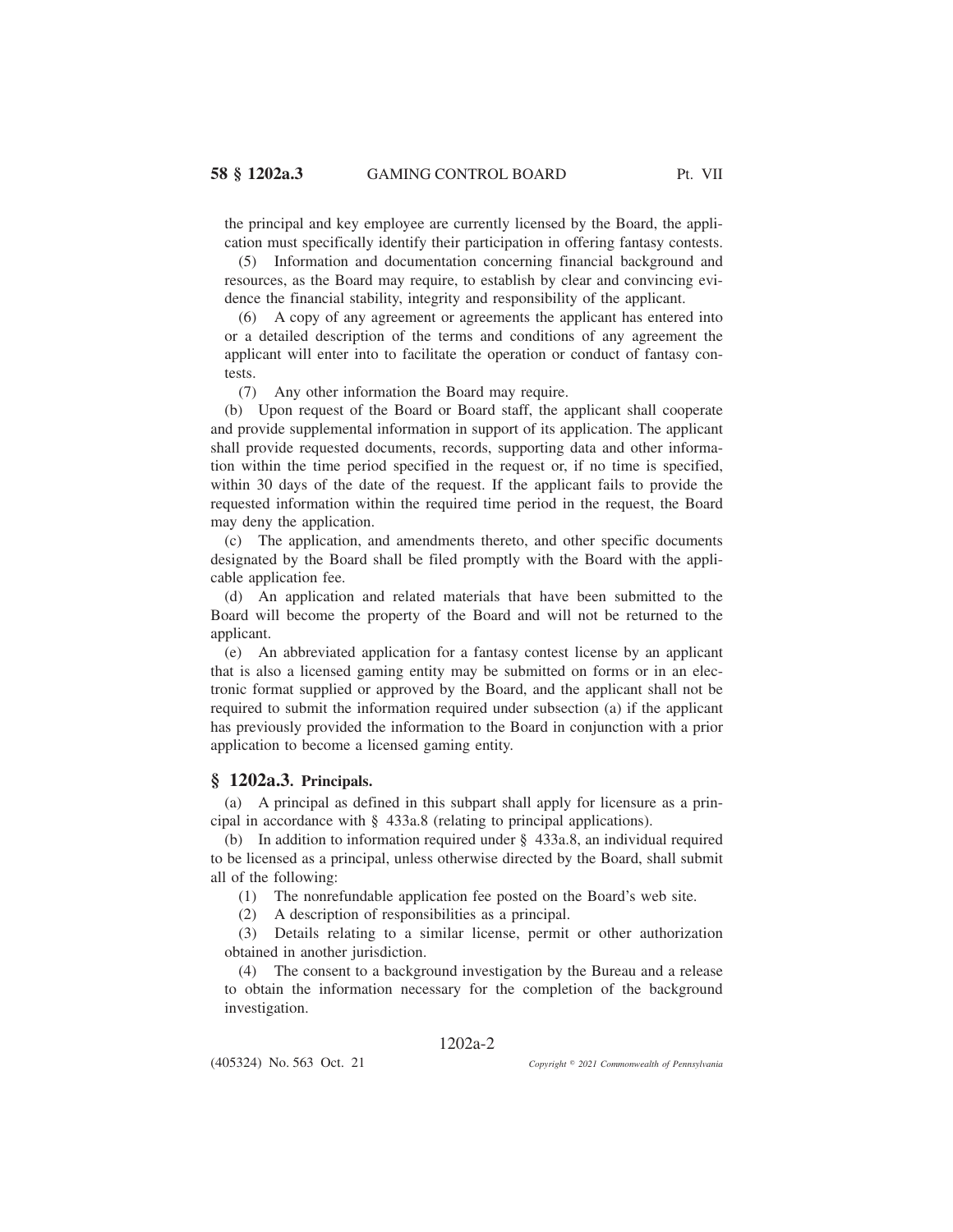the principal and key employee are currently licensed by the Board, the application must specifically identify their participation in offering fantasy contests.

(5) Information and documentation concerning financial background and resources, as the Board may require, to establish by clear and convincing evidence the financial stability, integrity and responsibility of the applicant.

(6) A copy of any agreement or agreements the applicant has entered into or a detailed description of the terms and conditions of any agreement the applicant will enter into to facilitate the operation or conduct of fantasy contests.

(7) Any other information the Board may require.

(b) Upon request of the Board or Board staff, the applicant shall cooperate and provide supplemental information in support of its application. The applicant shall provide requested documents, records, supporting data and other information within the time period specified in the request or, if no time is specified, within 30 days of the date of the request. If the applicant fails to provide the requested information within the required time period in the request, the Board may deny the application.

(c) The application, and amendments thereto, and other specific documents designated by the Board shall be filed promptly with the Board with the applicable application fee.

(d) An application and related materials that have been submitted to the Board will become the property of the Board and will not be returned to the applicant.

(e) An abbreviated application for a fantasy contest license by an applicant that is also a licensed gaming entity may be submitted on forms or in an electronic format supplied or approved by the Board, and the applicant shall not be required to submit the information required under subsection (a) if the applicant has previously provided the information to the Board in conjunction with a prior application to become a licensed gaming entity.

## § 1202a.3. Principals.

(a) A principal as defined in this subpart shall apply for licensure as a principal in accordance with § 433a.8 (relating to principal applications).

(b) In addition to information required under § 433a.8, an individual required to be licensed as a principal, unless otherwise directed by the Board, shall submit all of the following:

(1) The nonrefundable application fee posted on the Board's web site.

(2) A description of responsibilities as a principal.

(3) Details relating to a similar license, permit or other authorization obtained in another jurisdiction.

(4) The consent to a background investigation by the Bureau and a release to obtain the information necessary for the completion of the background investigation.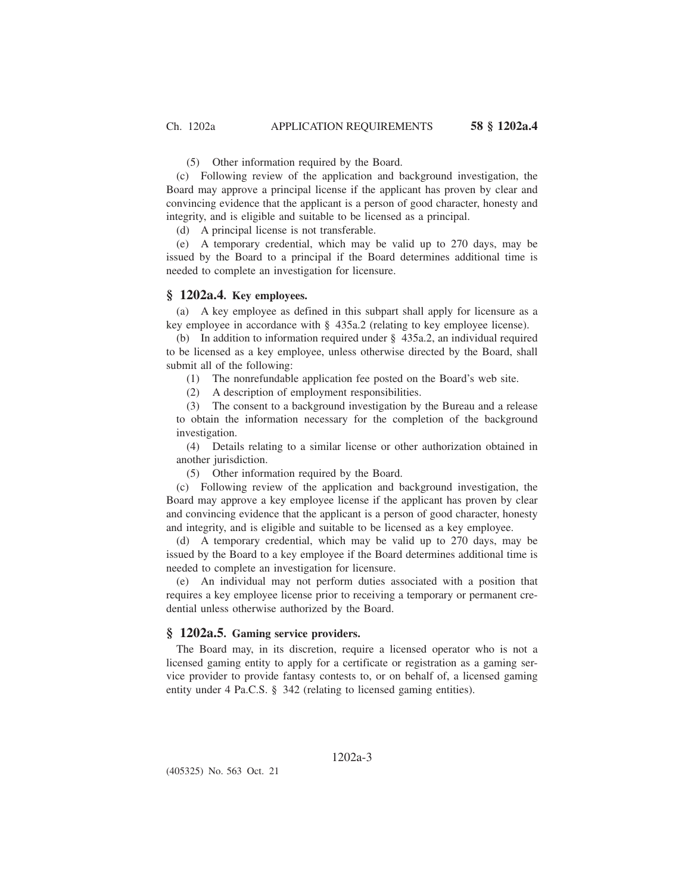(5) Other information required by the Board.

(c) Following review of the application and background investigation, the Board may approve a principal license if the applicant has proven by clear and convincing evidence that the applicant is a person of good character, honesty and integrity, and is eligible and suitable to be licensed as a principal.

(d) A principal license is not transferable.

(e) A temporary credential, which may be valid up to 270 days, may be issued by the Board to a principal if the Board determines additional time is needed to complete an investigation for licensure.

## § 1202a.4. Key employees.

(a) A key employee as defined in this subpart shall apply for licensure as a key employee in accordance with § 435a.2 (relating to key employee license).

(b) In addition to information required under § 435a.2, an individual required to be licensed as a key employee, unless otherwise directed by the Board, shall submit all of the following:

(1) The nonrefundable application fee posted on the Board's web site.

(2) A description of employment responsibilities.

(3) The consent to a background investigation by the Bureau and a release to obtain the information necessary for the completion of the background investigation.

(4) Details relating to a similar license or other authorization obtained in another jurisdiction.

(5) Other information required by the Board.

(c) Following review of the application and background investigation, the Board may approve a key employee license if the applicant has proven by clear and convincing evidence that the applicant is a person of good character, honesty and integrity, and is eligible and suitable to be licensed as a key employee.

(d) A temporary credential, which may be valid up to 270 days, may be issued by the Board to a key employee if the Board determines additional time is needed to complete an investigation for licensure.

(e) An individual may not perform duties associated with a position that requires a key employee license prior to receiving a temporary or permanent credential unless otherwise authorized by the Board.

## § 1202a.5. Gaming service providers.

The Board may, in its discretion, require a licensed operator who is not a licensed gaming entity to apply for a certificate or registration as a gaming service provider to provide fantasy contests to, or on behalf of, a licensed gaming entity under 4 Pa.C.S. § 342 (relating to licensed gaming entities).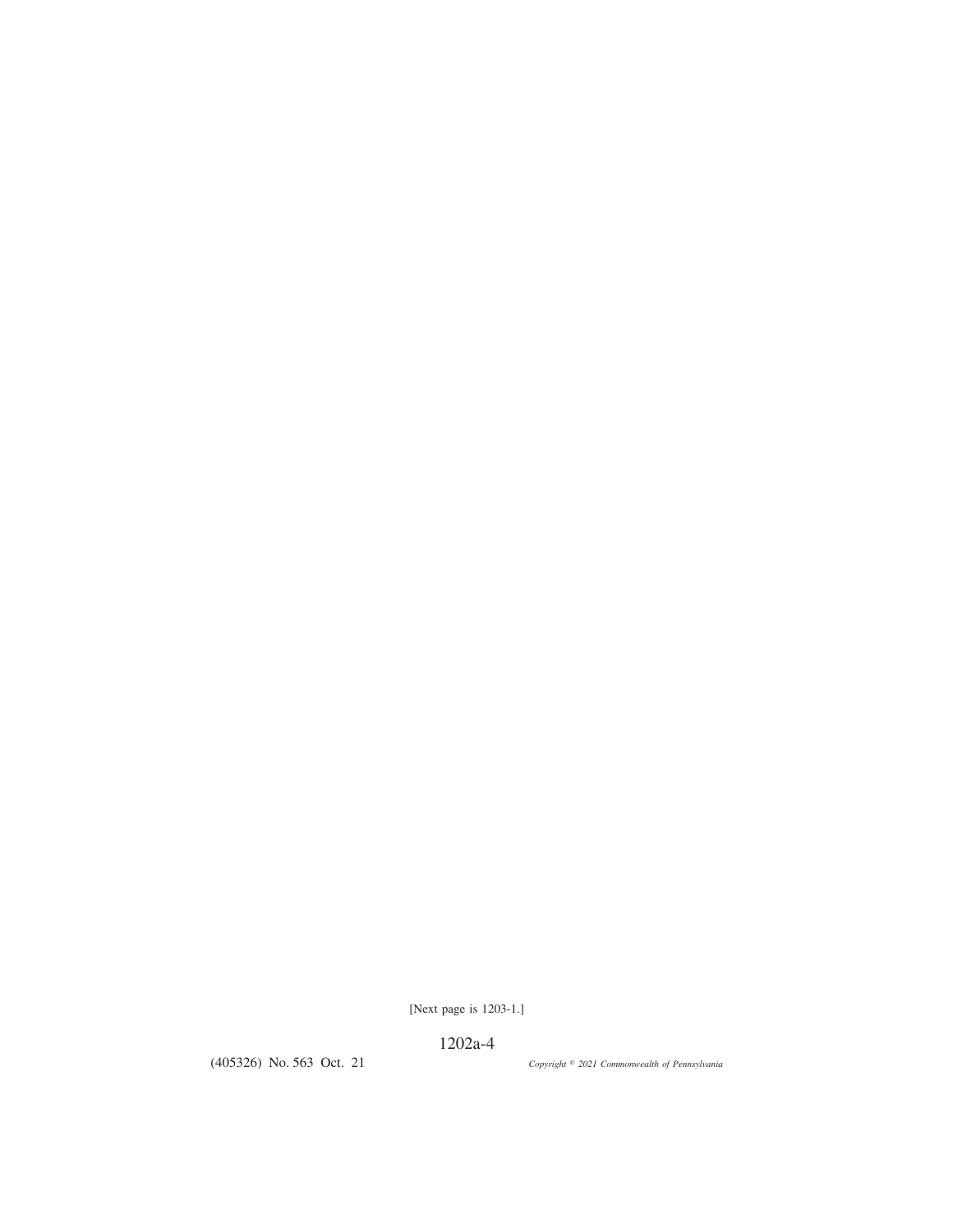[Next page is 1203-1.]